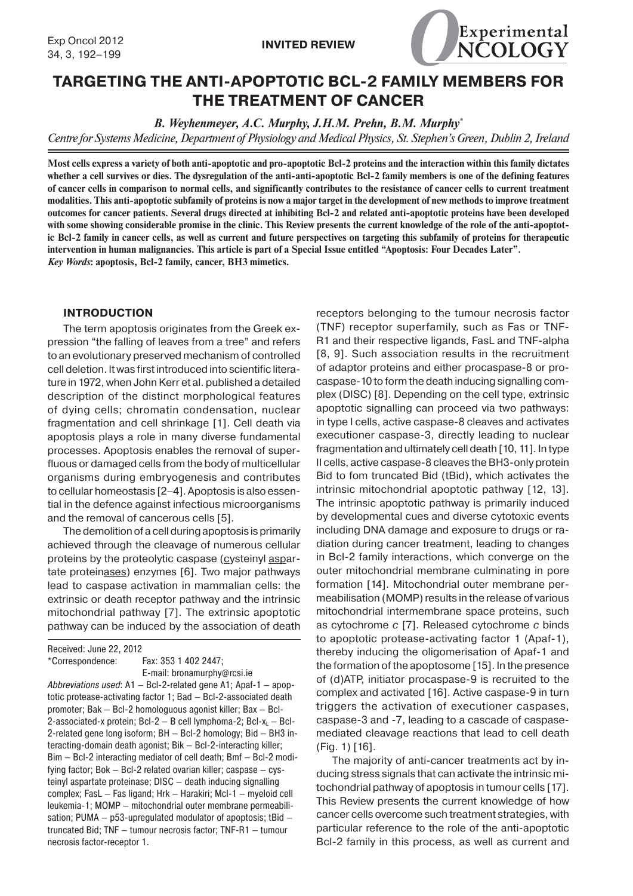INVITED REVIEW

# TARGETING THE ANTI-APOPTOTIC BCL-2 FAMILY MEMBERS FOR THE TREATMENT OF CANCER

*B. Weyhenmeyer, A.C. Murphy, J.H.M. Prehn, B.M. Murphy\**

*Centre for Systems Medicine, Department of Physiology and Medical Physics, St. Stephen's Green, Dublin 2, Ireland*

**Most cells express a variety of both anti-apoptotic and pro-apoptotic Bcl-2 proteins and the interaction within this family dictates whether a cell survives or dies. The dysregulation of the anti-anti-apoptotic Bcl-2 family members is one of the defining features of cancer cells in comparison to normal cells, and significantly contributes to the resistance of cancer cells to current treatment modalities. This anti-apoptotic subfamily of proteins is now a major target in the development of new methods to improve treatment outcomes for cancer patients. Several drugs directed at inhibiting Bcl-2 and related anti-apoptotic proteins have been developed with some showing considerable promise in the clinic. This Review presents the current knowledge of the role of the anti-apoptotic Bcl-2 family in cancer cells, as well as current and future perspectives on targeting this subfamily of proteins for therapeutic intervention in human malignancies. This article is part of a Special Issue entitled "Apoptosis: Four Decades Later".**

***Key Words*: apoptosis, Bcl-2 family, cancer, BH3 mimetics.**

## INTRODUCTION

The term apoptosis originates from the Greek expression "the falling of leaves from a tree" and refers to an evolutionary preserved mechanism of controlled cell deletion. It was first introduced into scientific literature in 1972, when John Kerr et al. published a detailed description of the distinct morphological features of dying cells; chromatin condensation, nuclear fragmentation and cell shrinkage [1]. Cell death via apoptosis plays a role in many diverse fundamental processes. Apoptosis enables the removal of superfluous or damaged cells from the body of multicellular organisms during embryogenesis and contributes to cellular homeostasis [2–4]. Apoptosis is also essential in the defence against infectious microorganisms and the removal of cancerous cells [5].

The demolition of a cell during apoptosis is primarily achieved through the cleavage of numerous cellular proteins by the proteolytic caspase (cysteinyl aspartate proteinases) enzymes [6]. Two major pathways lead to caspase activation in mammalian cells: the extrinsic or death receptor pathway and the intrinsic mitochondrial pathway [7]. The extrinsic apoptotic pathway can be induced by the association of death receptors belonging to the tumour necrosis factor (TNF) receptor superfamily, such as Fas or TNF-R1 and their respective ligands, FasL and TNF-alpha [8, 9]. Such association results in the recruitment of adaptor proteins and either procaspase-8 or procaspase-10 to form the death inducing signalling complex (DISC) [8]. Depending on the cell type, extrinsic apoptotic signalling can proceed via two pathways: in type I cells, active caspase-8 cleaves and activates executioner caspase-3, directly leading to nuclear fragmentation and ultimately cell death [10, 11]. In type II cells, active caspase-8 cleaves the BH3-only protein Bid to fom truncated Bid (tBid), which activates the intrinsic mitochondrial apoptotic pathway [12, 13]. The intrinsic apoptotic pathway is primarily induced by developmental cues and diverse cytotoxic events including DNA damage and exposure to drugs or radiation during cancer treatment, leading to changes in Bcl-2 family interactions, which converge on the outer mitochondrial membrane culminating in pore formation [14]. Mitochondrial outer membrane permeabilisation (MOMP) results in the release of various mitochondrial intermembrane space proteins, such as cytochrome *c* [7]. Released cytochrome *c* binds to apoptotic protease-activating factor 1 (Apaf-1), thereby inducing the oligomerisation of Apaf-1 and the formation of the apoptosome [15]. In the presence of (d)ATP, initiator procaspase-9 is recruited to the complex and activated [16]. Active caspase-9 in turn triggers the activation of executioner caspases, caspase-3 and -7, leading to a cascade of caspase-mediated cleavage reactions that lead to cell death (Fig. 1) [16].

The majority of anti-cancer treatments act by inducing stress signals that can activate the intrinsic mitochondrial pathway of apoptosis in tumour cells [17]. This Review presents the current knowledge of how cancer cells overcome such treatment strategies, with particular reference to the role of the anti-apoptotic Bcl-2 family in this process, as well as current and

---

Received: June 22, 2012

\*Correspondence: Fax: 353 1 402 2447; E-mail: bronamurphy@rcsi.ie

*Abbreviations used*: A1 – Bcl-2-related gene A1; Apaf-1 – apoptotic protease-activating factor 1; Bad – Bcl-2-associated death promoter; Bak – Bcl-2 homologuous agonist killer; Bax – Bcl-2-associated-x protein; Bcl-2 – B cell lymphoma-2; Bcl-$x_L$ – Bcl-2-related gene long isoform; BH – Bcl-2 homology; Bid – BH3 interacting-domain death agonist; Bik – Bcl-2-interacting killer; Bim – Bcl-2 interacting mediator of cell death; Bmf – Bcl-2 modifying factor; Bok – Bcl-2 related ovarian killer; caspase – cysteinyl aspartate proteinase; DISC – death inducing signalling complex; FasL – Fas ligand; Hrk – Harakiri; Mcl-1 – myeloid cell leukemia-1; MOMP – mitochondrial outer membrane permeabilisation; PUMA – p53-upregulated modulator of apoptosis; tBid – truncated Bid; TNF – tumour necrosis factor; TNF-R1 – tumour necrosis factor-receptor 1.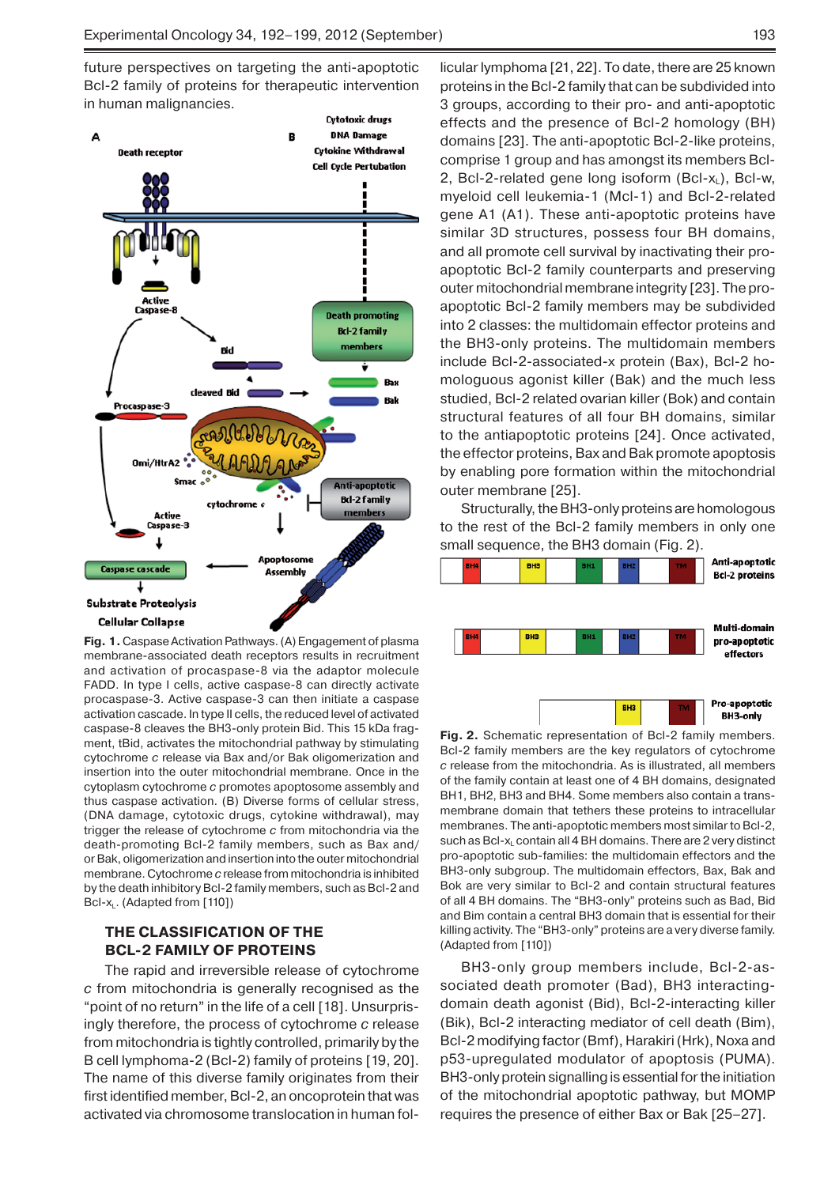future perspectives on targeting the anti-apoptotic Bcl-2 family of proteins for therapeutic intervention in human malignancies.

**Fig. 1.** Caspase Activation Pathways. (A) Engagement of plasma membrane-associated death receptors results in recruitment and activation of procaspase-8 via the adaptor molecule FADD. In type I cells, active caspase-8 can directly activate procaspase-3. Active caspase-3 can then initiate a caspase activation cascade. In type II cells, the reduced level of activated caspase-8 cleaves the BH3-only protein Bid. This 15 kDa fragment, tBid, activates the mitochondrial pathway by stimulating cytochrome *c* release via Bax and/or Bak oligomerization and insertion into the outer mitochondrial membrane. Once in the cytoplasm cytochrome *c* promotes apoptosome assembly and thus caspase activation. (B) Diverse forms of cellular stress, (DNA damage, cytotoxic drugs, cytokine withdrawal), may trigger the release of cytochrome *c* from mitochondria via the death-promoting Bcl-2 family members, such as Bax and/or Bak, oligomerization and insertion into the outer mitochondrial membrane. Cytochrome *c* release from mitochondria is inhibited by the death inhibitory Bcl-2 family members, such as Bcl-2 and Bcl-$x_L$. (Adapted from [110])

## THE CLASSIFICATION OF THE BCL-2 FAMILY OF PROTEINS

The rapid and irreversible release of cytochrome *c* from mitochondria is generally recognised as the "point of no return" in the life of a cell [18]. Unsurprisingly therefore, the process of cytochrome *c* release from mitochondria is tightly controlled, primarily by the B cell lymphoma-2 (Bcl-2) family of proteins [19, 20]. The name of this diverse family originates from their first identified member, Bcl-2, an oncoprotein that was activated via chromosome translocation in human follicular lymphoma [21, 22]. To date, there are 25 known proteins in the Bcl-2 family that can be subdivided into 3 groups, according to their pro- and anti-apoptotic effects and the presence of Bcl-2 homology (BH) domains [23]. The anti-apoptotic Bcl-2-like proteins, comprise 1 group and has amongst its members Bcl-2, Bcl-2-related gene long isoform (Bcl-$x_L$), Bcl-w, myeloid cell leukemia-1 (Mcl-1) and Bcl-2-related gene A1 (A1). These anti-apoptotic proteins have similar 3D structures, possess four BH domains, and all promote cell survival by inactivating their pro-apoptotic Bcl-2 family counterparts and preserving outer mitochondrial membrane integrity [23]. The pro-apoptotic Bcl-2 family members may be subdivided into 2 classes: the multidomain effector proteins and the BH3-only proteins. The multidomain members include Bcl-2-associated-x protein (Bax), Bcl-2 homologous agonist killer (Bak) and the much less studied, Bcl-2 related ovarian killer (Bok) and contain structural features of all four BH domains, similar to the antiapoptotic proteins [24]. Once activated, the effector proteins, Bax and Bak promote apoptosis by enabling pore formation within the mitochondrial outer membrane [25].

Structurally, the BH3-only proteins are homologous to the rest of the Bcl-2 family members in only one small sequence, the BH3 domain (Fig. 2).

**Fig. 2.** Schematic representation of Bcl-2 family members. Bcl-2 family members are the key regulators of cytochrome *c* release from the mitochondria. As is illustrated, all members of the family contain at least one of 4 BH domains, designated BH1, BH2, BH3 and BH4. Some members also contain a transmembrane domain that tethers these proteins to intracellular membranes. The anti-apoptotic members most similar to Bcl-2, such as Bcl-$x_L$ contain all 4 BH domains. There are 2 very distinct pro-apoptotic sub-families: the multidomain effectors and the BH3-only subgroup. The multidomain effectors, Bax, Bak and Bok are very similar to Bcl-2 and contain structural features of all 4 BH domains. The "BH3-only" proteins such as Bad, Bid and Bim contain a central BH3 domain that is essential for their killing activity. The "BH3-only" proteins are a very diverse family. (Adapted from [110])

BH3-only group members include, Bcl-2-associated death promoter (Bad), BH3 interacting-domain death agonist (Bid), Bcl-2-interacting killer (Bik), Bcl-2 interacting mediator of cell death (Bim), Bcl-2 modifying factor (Bmf), Harakiri (Hrk), Noxa and p53-upregulated modulator of apoptosis (PUMA). BH3-only protein signalling is essential for the initiation of the mitochondrial apoptotic pathway, but MOMP requires the presence of either Bax or Bak [25–27].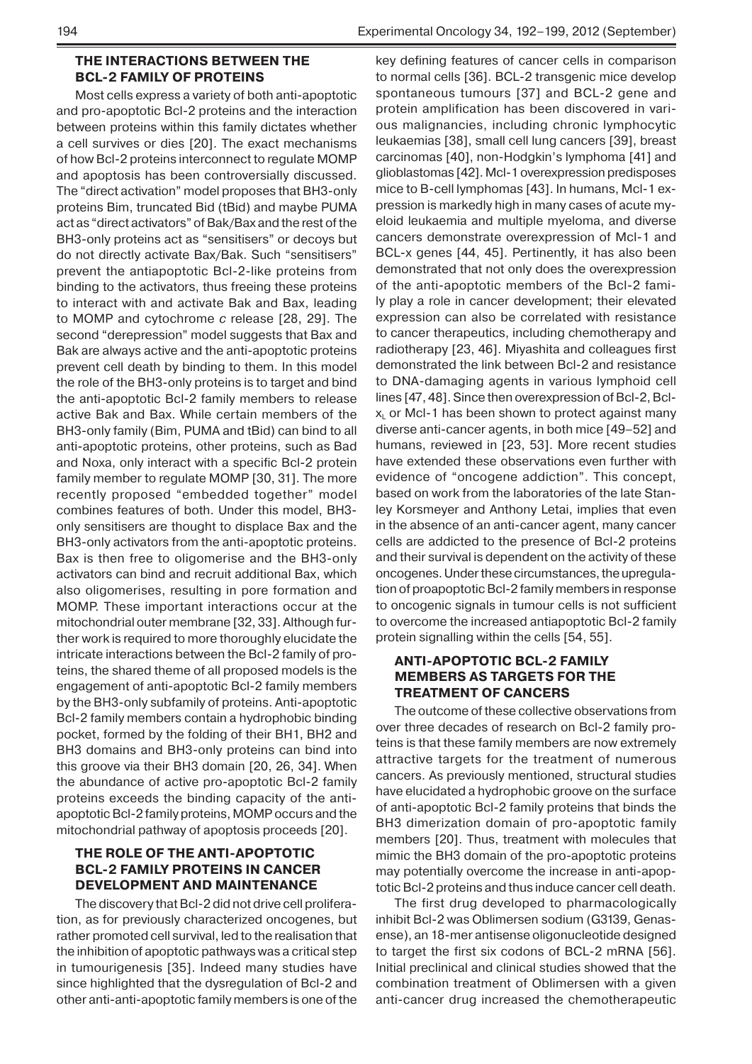## THE INTERACTIONS BETWEEN THE BCL-2 FAMILY OF PROTEINS

Most cells express a variety of both anti-apoptotic and pro-apoptotic Bcl-2 proteins and the interaction between proteins within this family dictates whether a cell survives or dies [20]. The exact mechanisms of how Bcl-2 proteins interconnect to regulate MOMP and apoptosis has been controversially discussed. The "direct activation" model proposes that BH3-only proteins Bim, truncated Bid (tBid) and maybe PUMA act as "direct activators" of Bak/Bax and the rest of the BH3-only proteins act as "sensitisers" or decoys but do not directly activate Bax/Bak. Such "sensitisers" prevent the antiapoptotic Bcl-2-like proteins from binding to the activators, thus freeing these proteins to interact with and activate Bak and Bax, leading to MOMP and cytochrome *c* release [28, 29]. The second "derepression" model suggests that Bax and Bak are always active and the anti-apoptotic proteins prevent cell death by binding to them. In this model the role of the BH3-only proteins is to target and bind the anti-apoptotic Bcl-2 family members to release active Bak and Bax. While certain members of the BH3-only family (Bim, PUMA and tBid) can bind to all anti-apoptotic proteins, other proteins, such as Bad and Noxa, only interact with a specific Bcl-2 protein family member to regulate MOMP [30, 31]. The more recently proposed "embedded together" model combines features of both. Under this model, BH3-only sensitisers are thought to displace Bax and the BH3-only activators from the anti-apoptotic proteins. Bax is then free to oligomerise and the BH3-only activators can bind and recruit additional Bax, which also oligomerises, resulting in pore formation and MOMP. These important interactions occur at the mitochondrial outer membrane [32, 33]. Although further work is required to more thoroughly elucidate the intricate interactions between the Bcl-2 family of proteins, the shared theme of all proposed models is the engagement of anti-apoptotic Bcl-2 family members by the BH3-only subfamily of proteins. Anti-apoptotic Bcl-2 family members contain a hydrophobic binding pocket, formed by the folding of their BH1, BH2 and BH3 domains and BH3-only proteins can bind into this groove via their BH3 domain [20, 26, 34]. When the abundance of active pro-apoptotic Bcl-2 family proteins exceeds the binding capacity of the anti-apoptotic Bcl-2 family proteins, MOMP occurs and the mitochondrial pathway of apoptosis proceeds [20].

## THE ROLE OF THE ANTI-APOPTOTIC BCL-2 FAMILY PROTEINS IN CANCER DEVELOPMENT AND MAINTENANCE

The discovery that Bcl-2 did not drive cell proliferation, as for previously characterized oncogenes, but rather promoted cell survival, led to the realisation that the inhibition of apoptotic pathways was a critical step in tumourigenesis [35]. Indeed many studies have since highlighted that the dysregulation of Bcl-2 and other anti-anti-apoptotic family members is one of the key defining features of cancer cells in comparison to normal cells [36]. BCL-2 transgenic mice develop spontaneous tumours [37] and BCL-2 gene and protein amplification has been discovered in various malignancies, including chronic lymphocytic leukaemias [38], small cell lung cancers [39], breast carcinomas [40], non-Hodgkin's lymphoma [41] and glioblastomas [42]. Mcl-1 overexpression predisposes mice to B-cell lymphomas [43]. In humans, Mcl-1 expression is markedly high in many cases of acute myeloid leukaemia and multiple myeloma, and diverse cancers demonstrate overexpression of Mcl-1 and BCL-x genes [44, 45]. Pertinently, it has also been demonstrated that not only does the overexpression of the anti-apoptotic members of the Bcl-2 family play a role in cancer development; their elevated expression can also be correlated with resistance to cancer therapeutics, including chemotherapy and radiotherapy [23, 46]. Miyashita and colleagues first demonstrated the link between Bcl-2 and resistance to DNA-damaging agents in various lymphoid cell lines [47, 48]. Since then overexpression of Bcl-2, Bcl-$x_L$ or Mcl-1 has been shown to protect against many diverse anti-cancer agents, in both mice [49–52] and humans, reviewed in [23, 53]. More recent studies have extended these observations even further with evidence of "oncogene addiction". This concept, based on work from the laboratories of the late Stanley Korsmeyer and Anthony Letai, implies that even in the absence of an anti-cancer agent, many cancer cells are addicted to the presence of Bcl-2 proteins and their survival is dependent on the activity of these oncogenes. Under these circumstances, the upregulation of proapoptotic Bcl-2 family members in response to oncogenic signals in tumour cells is not sufficient to overcome the increased antiapoptotic Bcl-2 family protein signalling within the cells [54, 55].

## ANTI-APOPTOTIC BCL-2 FAMILY MEMBERS AS TARGETS FOR THE TREATMENT OF CANCERS

The outcome of these collective observations from over three decades of research on Bcl-2 family proteins is that these family members are now extremely attractive targets for the treatment of numerous cancers. As previously mentioned, structural studies have elucidated a hydrophobic groove on the surface of anti-apoptotic Bcl-2 family proteins that binds the BH3 dimerization domain of pro-apoptotic family members [20]. Thus, treatment with molecules that mimic the BH3 domain of the pro-apoptotic proteins may potentially overcome the increase in anti-apoptotic Bcl-2 proteins and thus induce cancer cell death.

The first drug developed to pharmacologically inhibit Bcl-2 was Oblimersen sodium (G3139, Genasense), an 18-mer antisense oligonucleotide designed to target the first six codons of BCL-2 mRNA [56]. Initial preclinical and clinical studies showed that the combination treatment of Oblimersen with a given anti-cancer drug increased the chemotherapeutic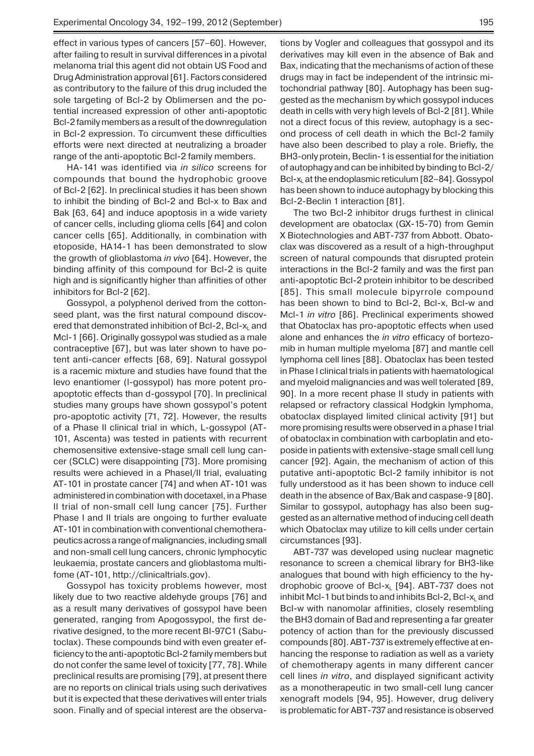effect in various types of cancers [57–60]. However, after failing to result in survival differences in a pivotal melanoma trial this agent did not obtain US Food and Drug Administration approval [61]. Factors considered as contributory to the failure of this drug included the sole targeting of Bcl-2 by Oblimersen and the potential increased expression of other anti-apoptotic Bcl-2 family members as a result of the downregulation in Bcl-2 expression. To circumvent these difficulties efforts were next directed at neutralizing a broader range of the anti-apoptotic Bcl-2 family members.

HA-141 was identified via *in silico* screens for compounds that bound the hydrophobic groove of Bcl-2 [62]. In preclinical studies it has been shown to inhibit the binding of Bcl-2 and Bcl-x to Bax and Bak [63, 64] and induce apoptosis in a wide variety of cancer cells, including glioma cells [64] and colon cancer cells [65]. Additionally, in combination with etoposide, HA14-1 has been demonstrated to slow the growth of glioblastoma *in vivo* [64]. However, the binding affinity of this compound for Bcl-2 is quite high and is significantly higher than affinities of other inhibitors for Bcl-2 [62].

Gossypol, a polyphenol derived from the cottonseed plant, was the first natural compound discovered that demonstrated inhibition of Bcl-2, Bcl-$x_L$ and Mcl-1 [66]. Originally gossypol was studied as a male contraceptive [67], but was later shown to have potent anti-cancer effects [68, 69]. Natural gossypol is a racemic mixture and studies have found that the levo enantiomer (l-gossypol) has more potent pro-apoptotic effects than d-gossypol [70]. In preclinical studies many groups have shown gossypol's potent pro-apoptotic activity [71, 72]. However, the results of a Phase II clinical trial in which, L-gossypol (AT-101, Ascenta) was tested in patients with recurrent chemosensitive extensive-stage small cell lung cancer (SCLC) were disappointing [73]. More promising results were achieved in a PhaseI/II trial, evaluating AT-101 in prostate cancer [74] and when AT-101 was administered in combination with docetaxel, in a Phase II trial of non-small cell lung cancer [75]. Further Phase I and II trials are ongoing to further evaluate AT-101 in combination with conventional chemotherapeutics across a range of malignancies, including small and non-small cell lung cancers, chronic lymphocytic leukaemia, prostate cancers and glioblastoma multifome (AT-101, http://clinicaltrials.gov).

Gossypol has toxicity problems however, most likely due to two reactive aldehyde groups [76] and as a result many derivatives of gossypol have been generated, ranging from Apogossypol, the first derivative designed, to the more recent BI-97C1 (Sabutoclax). These compounds bind with even greater efficiency to the anti-apoptotic Bcl-2 family members but do not confer the same level of toxicity [77, 78]. While preclinical results are promising [79], at present there are no reports on clinical trials using such derivatives but it is expected that these derivatives will enter trials soon. Finally and of special interest are the observations by Vogler and colleagues that gossypol and its derivatives may kill even in the absence of Bak and Bax, indicating that the mechanisms of action of these drugs may in fact be independent of the intrinsic mitochondrial pathway [80]. Autophagy has been suggested as the mechanism by which gossypol induces death in cells with very high levels of Bcl-2 [81]. While not a direct focus of this review, autophagy is a second process of cell death in which the Bcl-2 family have also been described to play a role. Briefly, the BH3-only protein, Beclin-1 is essential for the initiation of autophagy and can be inhibited by binding to Bcl-2/Bcl-$x_L$ at the endoplasmic reticulum [82–84]. Gossypol has been shown to induce autophagy by blocking this Bcl-2-Beclin 1 interaction [81].

The two Bcl-2 inhibitor drugs furthest in clinical development are obatoclax (GX-15-70) from Gemin X Biotechnologies and ABT-737 from Abbott. Obatoclax was discovered as a result of a high-throughput screen of natural compounds that disrupted protein interactions in the Bcl-2 family and was the first pan anti-apoptotic Bcl-2 protein inhibitor to be described [85]. This small molecule bipyrrole compound has been shown to bind to Bcl-2, Bcl-x, Bcl-w and Mcl-1 *in vitro* [86]. Preclinical experiments showed that Obatoclax has pro-apoptotic effects when used alone and enhances the *in vitro* efficacy of bortezomib in human multiple myeloma [87] and mantle cell lymphoma cell lines [88]. Obatoclax has been tested in Phase I clinical trials in patients with haematological and myeloid malignancies and was well tolerated [89, 90]. In a more recent phase II study in patients with relapsed or refractory classical Hodgkin lymphoma, obatoclax displayed limited clinical activity [91] but more promising results were observed in a phase I trial of obatoclax in combination with carboplatin and etoposide in patients with extensive-stage small cell lung cancer [92]. Again, the mechanism of action of this putative anti-apoptotic Bcl-2 family inhibitor is not fully understood as it has been shown to induce cell death in the absence of Bax/Bak and caspase-9 [80]. Similar to gossypol, autophagy has also been suggested as an alternative method of inducing cell death which Obatoclax may utilize to kill cells under certain circumstances [93].

ABT-737 was developed using nuclear magnetic resonance to screen a chemical library for BH3-like analogues that bound with high efficiency to the hydrophobic groove of Bcl-$x_L$ [94]. ABT-737 does not inhibit Mcl-1 but binds to and inhibits Bcl-2, Bcl-$x_L$ and Bcl-w with nanomolar affinities, closely resembling the BH3 domain of Bad and representing a far greater potency of action than for the previously discussed compounds [80]. ABT-737 is extremely effective at enhancing the response to radiation as well as a variety of chemotherapy agents in many different cancer cell lines *in vitro*, and displayed significant activity as a monotherapeutic in two small-cell lung cancer xenograft models [94, 95]. However, drug delivery is problematic for ABT-737 and resistance is observed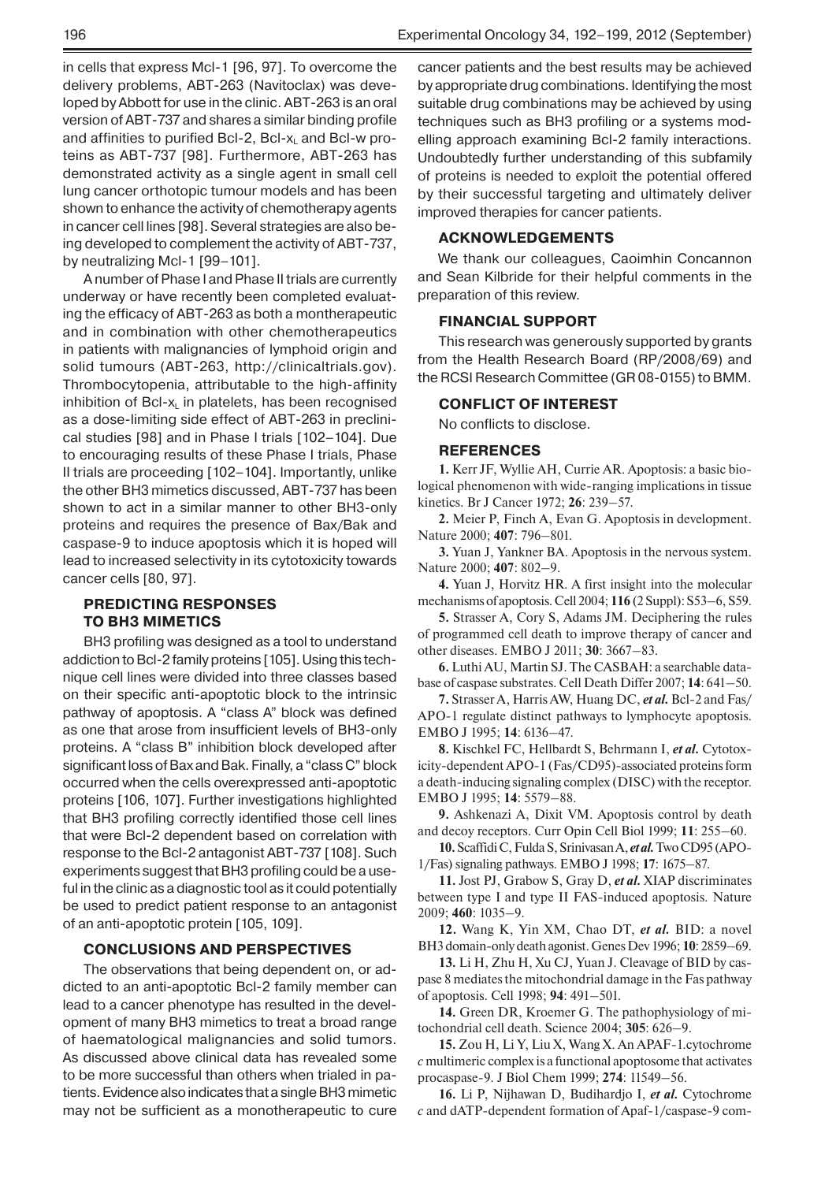in cells that express Mcl-1 [96, 97]. To overcome the delivery problems, ABT-263 (Navitoclax) was developed by Abbott for use in the clinic. ABT-263 is an oral version of ABT-737 and shares a similar binding profile and affinities to purified Bcl-2, Bcl-$x_L$ and Bcl-w proteins as ABT-737 [98]. Furthermore, ABT-263 has demonstrated activity as a single agent in small cell lung cancer orthotopic tumour models and has been shown to enhance the activity of chemotherapy agents in cancer cell lines [98]. Several strategies are also being developed to complement the activity of ABT-737, by neutralizing Mcl-1 [99–101].

A number of Phase I and Phase II trials are currently underway or have recently been completed evaluating the efficacy of ABT-263 as both a montherapeutic and in combination with other chemotherapeutics in patients with malignancies of lymphoid origin and solid tumours (ABT-263, http://clinicaltrials.gov). Thrombocytopenia, attributable to the high-affinity inhibition of Bcl-$x_L$ in platelets, has been recognised as a dose-limiting side effect of ABT-263 in preclinical studies [98] and in Phase I trials [102–104]. Due to encouraging results of these Phase I trials, Phase II trials are proceeding [102–104]. Importantly, unlike the other BH3 mimetics discussed, ABT-737 has been shown to act in a similar manner to other BH3-only proteins and requires the presence of Bax/Bak and caspase-9 to induce apoptosis which it is hoped will lead to increased selectivity in its cytotoxicity towards cancer cells [80, 97].

## PREDICTING RESPONSES TO BH3 MIMETICS

BH3 profiling was designed as a tool to understand addiction to Bcl-2 family proteins [105]. Using this technique cell lines were divided into three classes based on their specific anti-apoptotic block to the intrinsic pathway of apoptosis. A "class A" block was defined as one that arose from insufficient levels of BH3-only proteins. A "class B" inhibition block developed after significant loss of Bax and Bak. Finally, a "class C" block occurred when the cells overexpressed anti-apoptotic proteins [106, 107]. Further investigations highlighted that BH3 profiling correctly identified those cell lines that were Bcl-2 dependent based on correlation with response to the Bcl-2 antagonist ABT-737 [108]. Such experiments suggest that BH3 profiling could be a useful in the clinic as a diagnostic tool as it could potentially be used to predict patient response to an antagonist of an anti-apoptotic protein [105, 109].

## CONCLUSIONS AND PERSPECTIVES

The observations that being dependent on, or addicted to an anti-apoptotic Bcl-2 family member can lead to a cancer phenotype has resulted in the development of many BH3 mimetics to treat a broad range of haematological malignancies and solid tumors. As discussed above clinical data has revealed some to be more successful than others when trialed in patients. Evidence also indicates that a single BH3 mimetic may not be sufficient as a monotherapeutic to cure cancer patients and the best results may be achieved by appropriate drug combinations. Identifying the most suitable drug combinations may be achieved by using techniques such as BH3 profiling or a systems modelling approach examining Bcl-2 family interactions. Undoubtedly further understanding of this subfamily of proteins is needed to exploit the potential offered by their successful targeting and ultimately deliver improved therapies for cancer patients.

## ACKNOWLEDGEMENTS

We thank our colleagues, Caoimhin Concannon and Sean Kilbride for their helpful comments in the preparation of this review.

## FINANCIAL SUPPORT

This research was generously supported by grants from the Health Research Board (RP/2008/69) and the RCSI Research Committee (GR 08-0155) to BMM.

## CONFLICT OF INTEREST

No conflicts to disclose.

## REFERENCES

**1.** Kerr JF, Wyllie AH, Currie AR. Apoptosis: a basic biological phenomenon with wide-ranging implications in tissue kinetics. Br J Cancer 1972; **26**: 239–57.

**2.** Meier P, Finch A, Evan G. Apoptosis in development. Nature 2000; **407**: 796–801.

**3.** Yuan J, Yankner BA. Apoptosis in the nervous system. Nature 2000; **407**: 802–9.

**4.** Yuan J, Horvitz HR. A first insight into the molecular mechanisms of apoptosis. Cell 2004; **116** (2 Suppl): S53–6, S59.

**5.** Strasser A, Cory S, Adams JM. Deciphering the rules of programmed cell death to improve therapy of cancer and other diseases. EMBO J 2011; **30**: 3667–83.

**6.** Luthi AU, Martin SJ. The CASBAH: a searchable database of caspase substrates. Cell Death Differ 2007; **14**: 641–50.

**7.** Strasser A, Harris AW, Huang DC, *et al.* Bcl-2 and Fas/APO-1 regulate distinct pathways to lymphocyte apoptosis. EMBO J 1995; **14**: 6136–47.

**8.** Kischkel FC, Hellbardt S, Behrmann I, *et al.* Cytotoxicity-dependent APO-1 (Fas/CD95)-associated proteins form a death-inducing signaling complex (DISC) with the receptor. EMBO J 1995; **14**: 5579–88.

**9.** Ashkenazi A, Dixit VM. Apoptosis control by death and decoy receptors. Curr Opin Cell Biol 1999; **11**: 255–60.

**10.** Scaffidi C, Fulda S, Srinivasan A, *et al.* Two CD95 (APO-1/Fas) signaling pathways. EMBO J 1998; **17**: 1675–87.

**11.** Jost PJ, Grabow S, Gray D, *et al.* XIAP discriminates between type I and type II FAS-induced apoptosis. Nature 2009; **460**: 1035–9.

**12.** Wang K, Yin XM, Chao DT, *et al.* BID: a novel BH3 domain-only death agonist. Genes Dev 1996; **10**: 2859–69.

**13.** Li H, Zhu H, Xu CJ, Yuan J. Cleavage of BID by caspase 8 mediates the mitochondrial damage in the Fas pathway of apoptosis. Cell 1998; **94**: 491–501.

**14.** Green DR, Kroemer G. The pathophysiology of mitochondrial cell death. Science 2004; **305**: 626–9.

**15.** Zou H, Li Y, Liu X, Wang X. An APAF-1.cytochrome *c* multimeric complex is a functional apoptosome that activates procaspase-9. J Biol Chem 1999; **274**: 11549–56.

**16.** Li P, Nijhawan D, Budihardjo I, *et al.* Cytochrome *c* and dATP-dependent formation of Apaf-1/caspase-9 com-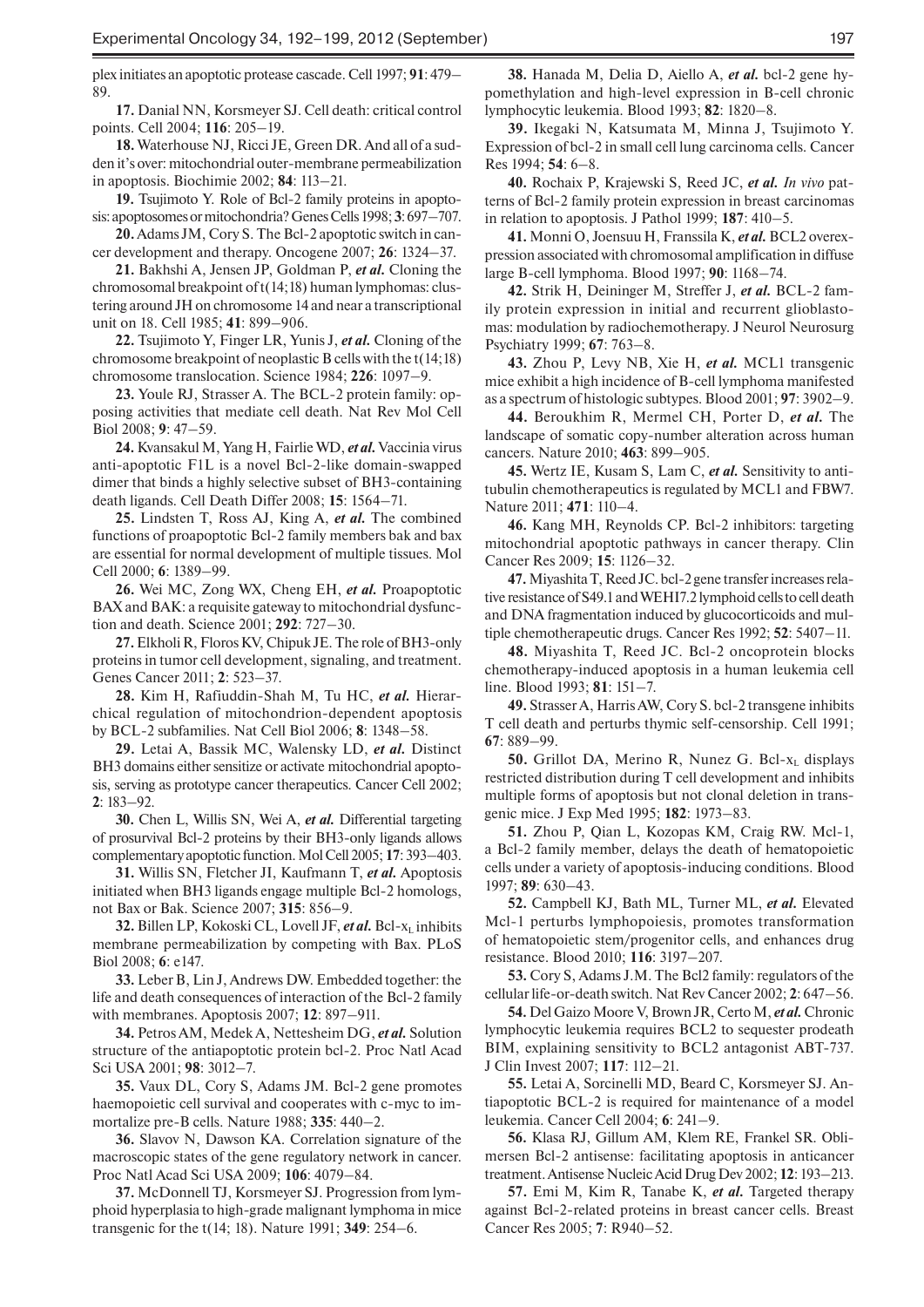plex initiates an apoptotic protease cascade. Cell 1997; **91**: 479–89.

**17.** Danial NN, Korsmeyer SJ. Cell death: critical control points. Cell 2004; **116**: 205–19.

**18.** Waterhouse NJ, Ricci JE, Green DR. And all of a sudden it's over: mitochondrial outer-membrane permeabilization in apoptosis. Biochimie 2002; **84**: 113–21.

**19.** Tsujimoto Y. Role of Bcl-2 family proteins in apoptosis: apoptosomes or mitochondria? Genes Cells 1998; **3**: 697–707.

**20.** Adams JM, Cory S. The Bcl-2 apoptotic switch in cancer development and therapy. Oncogene 2007; **26**: 1324–37.

**21.** Bakhshi A, Jensen JP, Goldman P, *et al.* Cloning the chromosomal breakpoint of t(14;18) human lymphomas: clustering around JH on chromosome 14 and near a transcriptional unit on 18. Cell 1985; **41**: 899–906.

**22.** Tsujimoto Y, Finger LR, Yunis J, *et al.* Cloning of the chromosome breakpoint of neoplastic B cells with the t(14;18) chromosome translocation. Science 1984; **226**: 1097–9.

**23.** Youle RJ, Strasser A. The BCL-2 protein family: opposing activities that mediate cell death. Nat Rev Mol Cell Biol 2008; **9**: 47–59.

**24.** Kvansakul M, Yang H, Fairlie WD, *et al.* Vaccinia virus anti-apoptotic F1L is a novel Bcl-2-like domain-swapped dimer that binds a highly selective subset of BH3-containing death ligands. Cell Death Differ 2008; **15**: 1564–71.

**25.** Lindsten T, Ross AJ, King A, *et al.* The combined functions of proapoptotic Bcl-2 family members bak and bax are essential for normal development of multiple tissues. Mol Cell 2000; **6**: 1389–99.

**26.** Wei MC, Zong WX, Cheng EH, *et al.* Proapoptotic BAX and BAK: a requisite gateway to mitochondrial dysfunction and death. Science 2001; **292**: 727–30.

**27.** Elkholi R, Floros KV, Chipuk JE. The role of BH3-only proteins in tumor cell development, signaling, and treatment. Genes Cancer 2011; **2**: 523–37.

**28.** Kim H, Rafiuddin-Shah M, Tu HC, *et al.* Hierarchical regulation of mitochondrion-dependent apoptosis by BCL-2 subfamilies. Nat Cell Biol 2006; **8**: 1348–58.

**29.** Letai A, Bassik MC, Walensky LD, *et al.* Distinct BH3 domains either sensitize or activate mitochondrial apoptosis, serving as prototype cancer therapeutics. Cancer Cell 2002; **2**: 183–92.

**30.** Chen L, Willis SN, Wei A, *et al.* Differential targeting of prosurvival Bcl-2 proteins by their BH3-only ligands allows complementary apoptotic function. Mol Cell 2005; **17**: 393–403.

**31.** Willis SN, Fletcher JI, Kaufmann T, *et al.* Apoptosis initiated when BH3 ligands engage multiple Bcl-2 homologs, not Bax or Bak. Science 2007; **315**: 856–9.

**32.** Billen LP, Kokoski CL, Lovell JF, *et al.* Bcl-$x_L$ inhibits membrane permeabilization by competing with Bax. PLoS Biol 2008; **6**: e147.

**33.** Leber B, Lin J, Andrews DW. Embedded together: the life and death consequences of interaction of the Bcl-2 family with membranes. Apoptosis 2007; **12**: 897–911.

**34.** Petros AM, Medek A, Nettesheim DG, *et al.* Solution structure of the antiapoptotic protein bcl-2. Proc Natl Acad Sci USA 2001; **98**: 3012–7.

**35.** Vaux DL, Cory S, Adams JM. Bcl-2 gene promotes haemopoietic cell survival and cooperates with c-myc to immortalize pre-B cells. Nature 1988; **335**: 440–2.

**36.** Slavov N, Dawson KA. Correlation signature of the macroscopic states of the gene regulatory network in cancer. Proc Natl Acad Sci USA 2009; **106**: 4079–84.

**37.** McDonnell TJ, Korsmeyer SJ. Progression from lymphoid hyperplasia to high-grade malignant lymphoma in mice transgenic for the t(14; 18). Nature 1991; **349**: 254–6.

**38.** Hanada M, Delia D, Aiello A, *et al.* bcl-2 gene hypomethylation and high-level expression in B-cell chronic lymphocytic leukemia. Blood 1993; **82**: 1820–8.

**39.** Ikegaki N, Katsumata M, Minna J, Tsujimoto Y. Expression of bcl-2 in small cell lung carcinoma cells. Cancer Res 1994; **54**: 6–8.

**40.** Rochaix P, Krajewski S, Reed JC, *et al. In vivo* patterns of Bcl-2 family protein expression in breast carcinomas in relation to apoptosis. J Pathol 1999; **187**: 410–5.

**41.** Monni O, Joensuu H, Franssila K, *et al.* BCL2 overexpression associated with chromosomal amplification in diffuse large B-cell lymphoma. Blood 1997; **90**: 1168–74.

**42.** Strik H, Deininger M, Streffer J, *et al.* BCL-2 family protein expression in initial and recurrent glioblastomas: modulation by radiochemotherapy. J Neurol Neurosurg Psychiatry 1999; **67**: 763–8.

**43.** Zhou P, Levy NB, Xie H, *et al.* MCL1 transgenic mice exhibit a high incidence of B-cell lymphoma manifested as a spectrum of histologic subtypes. Blood 2001; **97**: 3902–9.

**44.** Beroukhim R, Mermel CH, Porter D, *et al.* The landscape of somatic copy-number alteration across human cancers. Nature 2010; **463**: 899–905.

**45.** Wertz IE, Kusam S, Lam C, *et al.* Sensitivity to antitubulin chemotherapeutics is regulated by MCL1 and FBW7. Nature 2011; **471**: 110–4.

**46.** Kang MH, Reynolds CP. Bcl-2 inhibitors: targeting mitochondrial apoptotic pathways in cancer therapy. Clin Cancer Res 2009; **15**: 1126–32.

**47.** Miyashita T, Reed JC. bcl-2 gene transfer increases relative resistance of S49.1 and WEHI7.2 lymphoid cells to cell death and DNA fragmentation induced by glucocorticoids and multiple chemotherapeutic drugs. Cancer Res 1992; **52**: 5407–11.

**48.** Miyashita T, Reed JC. Bcl-2 oncoprotein blocks chemotherapy-induced apoptosis in a human leukemia cell line. Blood 1993; **81**: 151–7.

**49.** Strasser A, Harris AW, Cory S. bcl-2 transgene inhibits T cell death and perturbs thymic self-censorship. Cell 1991; **67**: 889–99.

**50.** Grillot DA, Merino R, Nunez G. Bcl-$x_L$ displays restricted distribution during T cell development and inhibits multiple forms of apoptosis but not clonal deletion in transgenic mice. J Exp Med 1995; **182**: 1973–83.

**51.** Zhou P, Qian L, Kozopas KM, Craig RW. Mcl-1, a Bcl-2 family member, delays the death of hematopoietic cells under a variety of apoptosis-inducing conditions. Blood 1997; **89**: 630–43.

**52.** Campbell KJ, Bath ML, Turner ML, *et al.* Elevated Mcl-1 perturbs lymphopoiesis, promotes transformation of hematopoietic stem/progenitor cells, and enhances drug resistance. Blood 2010; **116**: 3197–207.

**53.** Cory S, Adams J.M. The Bcl2 family: regulators of the cellular life-or-death switch. Nat Rev Cancer 2002; **2**: 647–56.

**54.** Del Gaizo Moore V, Brown JR, Certo M, *et al.* Chronic lymphocytic leukemia requires BCL2 to sequester prodeath BIM, explaining sensitivity to BCL2 antagonist ABT-737. J Clin Invest 2007; **117**: 112–21.

**55.** Letai A, Sorcinelli MD, Beard C, Korsmeyer SJ. Antiapoptotic BCL-2 is required for maintenance of a model leukemia. Cancer Cell 2004; **6**: 241–9.

**56.** Klasa RJ, Gillum AM, Klem RE, Frankel SR. Oblimersen Bcl-2 antisense: facilitating apoptosis in anticancer treatment. Antisense Nucleic Acid Drug Dev 2002; **12**: 193–213.

**57.** Emi M, Kim R, Tanabe K, *et al.* Targeted therapy against Bcl-2-related proteins in breast cancer cells. Breast Cancer Res 2005; **7**: R940–52.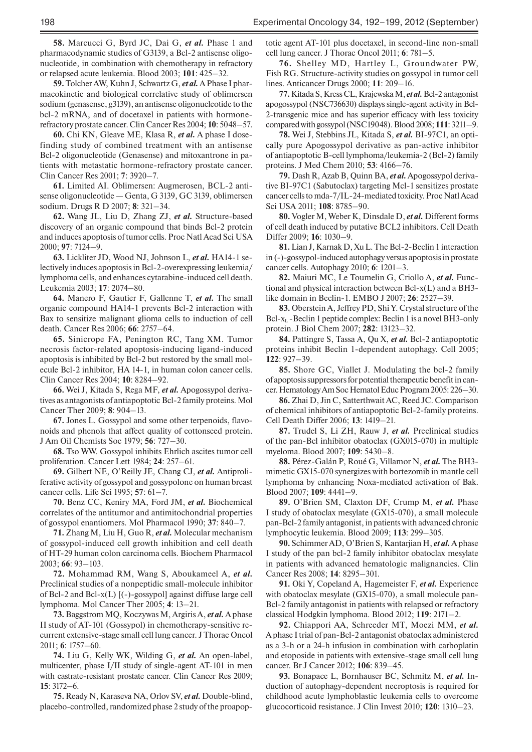**58.** Marcucci G, Byrd JC, Dai G, *et al.* Phase 1 and pharmacodynamic studies of G3139, a Bcl-2 antisense oligonucleotide, in combination with chemotherapy in refractory or relapsed acute leukemia. Blood 2003; **101**: 425–32.

**59.** Tolcher AW, Kuhn J, Schwartz G, *et al.* A Phase I pharmacokinetic and biological correlative study of oblimersen sodium (genasense, g3139), an antisense oligonucleotide to the bcl-2 mRNA, and of docetaxel in patients with hormone-refractory prostate cancer. Clin Cancer Res 2004; **10**: 5048–57.

**60.** Chi KN, Gleave ME, Klasa R, *et al.* A phase I dose-finding study of combined treatment with an antisense Bcl-2 oligonucleotide (Genasense) and mitoxantrone in patients with metastatic hormone-refractory prostate cancer. Clin Cancer Res 2001; **7**: 3920–7.

**61.** Limited AI. Oblimersen: Augmerosen, BCL-2 antisense oligonucleotide — Genta, G 3139, GC 3139, oblimersen sodium. Drugs R D 2007; **8**: 321–34.

**62.** Wang JL, Liu D, Zhang ZJ, *et al.* Structure-based discovery of an organic compound that binds Bcl-2 protein and induces apoptosis of tumor cells. Proc Natl Acad Sci USA 2000; **97**: 7124–9.

**63.** Lickliter JD, Wood NJ, Johnson L, *et al.* HA14-1 selectively induces apoptosis in Bcl-2-overexpressing leukemia/lymphoma cells, and enhances cytarabine-induced cell death. Leukemia 2003; **17**: 2074–80.

**64.** Manero F, Gautier F, Gallenne T, *et al.* The small organic compound HA14-1 prevents Bcl-2 interaction with Bax to sensitize malignant glioma cells to induction of cell death. Cancer Res 2006; **66**: 2757–64.

**65.** Sinicrope FA, Penington RC, Tang XM. Tumor necrosis factor-related apoptosis-inducing ligand-induced apoptosis is inhibited by Bcl-2 but restored by the small molecule Bcl-2 inhibitor, HA 14-1, in human colon cancer cells. Clin Cancer Res 2004; **10**: 8284–92.

**66.** Wei J, Kitada S, Rega MF, *et al.* Apogossypol derivatives as antagonists of antiapoptotic Bcl-2 family proteins. Mol Cancer Ther 2009; **8**: 904–13.

**67.** Jones L. Gossypol and some other terpenoids, flavonoids and phenols that affect quality of cottonseed protein. J Am Oil Chemists Soc 1979; **56**: 727–30.

**68.** Tso WW. Gossypol inhibits Ehrlich ascites tumor cell proliferation. Cancer Lett 1984; **24**: 257–61.

**69.** Gilbert NE, O'Reilly JE, Chang CJ, *et al.* Antiproliferative activity of gossypol and gossypolone on human breast cancer cells. Life Sci 1995; **57**: 61–7.

**70.** Benz CC, Keniry MA, Ford JM, *et al.* Biochemical correlates of the antitumor and antimitochondrial properties of gossypol enantiomers. Mol Pharmacol 1990; **37**: 840–7.

**71.** Zhang M, Liu H, Guo R, *et al.* Molecular mechanism of gossypol-induced cell growth inhibition and cell death of HT-29 human colon carcinoma cells. Biochem Pharmacol 2003; **66**: 93–103.

**72.** Mohammad RM, Wang S, Aboukameel A, *et al.* Preclinical studies of a nonpeptidic small-molecule inhibitor of Bcl-2 and Bcl-x(L) [(-)-gossypol] against diffuse large cell lymphoma. Mol Cancer Ther 2005; **4**: 13–21.

**73.** Baggstrom MQ, Koczywas M, Argiris A, *et al.* A phase II study of AT-101 (Gossypol) in chemotherapy-sensitive recurrent extensive-stage small cell lung cancer. J Thorac Oncol 2011; **6**: 1757–60.

**74.** Liu G, Kelly WK, Wilding G, *et al.* An open-label, multicenter, phase I/II study of single-agent AT-101 in men with castrate-resistant prostate cancer. Clin Cancer Res 2009; **15**: 3172–6.

**75.** Ready N, Karaseva NA, Orlov SV, *et al.* Double-blind, placebo-controlled, randomized phase 2 study of the proapoptotic agent AT-101 plus docetaxel, in second-line non-small cell lung cancer. J Thorac Oncol 2011; **6**: 781–5.

**76.** Shelley MD, Hartley L, Groundwater PW, Fish RG. Structure-activity studies on gossypol in tumor cell lines. Anticancer Drugs 2000; **11**: 209–16.

**77.** Kitada S, Kress CL, Krajewska M, *et al.* Bcl-2 antagonist apogossypol (NSC736630) displays single-agent activity in Bcl-2-transgenic mice and has superior efficacy with less toxicity compared with gossypol (NSC19048). Blood 2008; **111**: 3211–9.

**78.** Wei J, Stebbins JL, Kitada S, *et al.* BI-97C1, an optically pure Apogossypol derivative as pan-active inhibitor of antiapoptotic B-cell lymphoma/leukemia-2 (Bcl-2) family proteins. J Med Chem 2010; **53**: 4166–76.

**79.** Dash R, Azab B, Quinn BA, *et al.* Apogossypol derivative BI-97C1 (Sabutoclax) targeting Mcl-1 sensitizes prostate cancer cells to mda-7/IL-24-mediated toxicity. Proc Natl Acad Sci USA 2011; **108**: 8785–90.

**80.** Vogler M, Weber K, Dinsdale D, *et al.* Different forms of cell death induced by putative BCL2 inhibitors. Cell Death Differ 2009; **16**: 1030–9.

**81.** Lian J, Karnak D, Xu L. The Bcl-2-Beclin 1 interaction in (-)-gossypol-induced autophagy versus apoptosis in prostate cancer cells. Autophagy 2010; **6**: 1201–3.

**82.** Maiuri MC, Le Toumelin G, Criollo A, *et al.* Functional and physical interaction between Bcl-x(L) and a BH3-like domain in Beclin-1. EMBO J 2007; **26**: 2527–39.

**83.** Oberstein A, Jeffrey PD, Shi Y. Crystal structure of the Bcl-$x_L$-Beclin 1 peptide complex: Beclin 1 is a novel BH3-only protein. J Biol Chem 2007; **282**: 13123–32.

**84.** Pattingre S, Tassa A, Qu X, *et al.* Bcl-2 antiapoptotic proteins inhibit Beclin 1-dependent autophagy. Cell 2005; **122**: 927–39.

**85.** Shore GC, Viallet J. Modulating the bcl-2 family of apoptosis suppressors for potential therapeutic benefit in cancer. Hematology Am Soc Hematol Educ Program 2005: 226–30.

**86.** Zhai D, Jin C, Satterthwait AC, Reed JC. Comparison of chemical inhibitors of antiapoptotic Bcl-2-family proteins. Cell Death Differ 2006; **13**: 1419–21.

**87.** Trudel S, Li ZH, Rauw J, *et al.* Preclinical studies of the pan-Bcl inhibitor obatoclax (GX015-070) in multiple myeloma. Blood 2007; **109**: 5430–8.

**88.** Pérez-Galán P, Roué G, Villamor N, *et al.* The BH3-mimetic GX15-070 synergizes with bortezomib in mantle cell lymphoma by enhancing Noxa-mediated activation of Bak. Blood 2007; **109**: 4441–9.

**89.** O'Brien SM, Claxton DF, Crump M, *et al.* Phase I study of obatoclax mesylate (GX15-070), a small molecule pan-Bcl-2 family antagonist, in patients with advanced chronic lymphocytic leukemia. Blood 2009; **113**: 299–305.

**90.** Schimmer AD, O'Brien S, Kantarjian H, *et al.* A phase I study of the pan bcl-2 family inhibitor obatoclax mesylate in patients with advanced hematologic malignancies. Clin Cancer Res 2008; **14**: 8295–301.

**91.** Oki Y, Copeland A, Hagemeister F, *et al.* Experience with obatoclax mesylate (GX15-070), a small molecule pan-Bcl-2 family antagonist in patients with relapsed or refractory classical Hodgkin lymphoma. Blood 2012; **119**: 2171–2.

**92.** Chiappori AA, Schreeder MT, Moezi MM, *et al.* A phase I trial of pan-Bcl-2 antagonist obatoclax administered as a 3-h or a 24-h infusion in combination with carboplatin and etoposide in patients with extensive-stage small cell lung cancer. Br J Cancer 2012; **106**: 839–45.

**93.** Bonapace L, Bornhauser BC, Schmitz M, *et al.* Induction of autophagy-dependent necroptosis is required for childhood acute lymphoblastic leukemia cells to overcome glucocorticoid resistance. J Clin Invest 2010; **120**: 1310–23.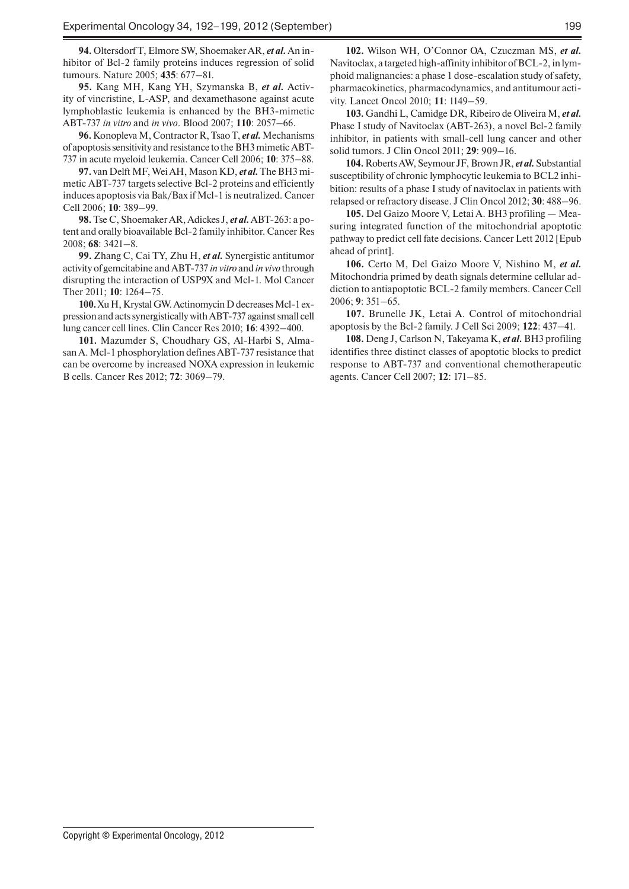**94.** Oltersdorf T, Elmore SW, Shoemaker AR, ***et al.*** An inhibitor of Bcl-2 family proteins induces regression of solid tumours. Nature 2005; **435**: 677–81.

**95.** Kang MH, Kang YH, Szymanska B, ***et al.*** Activity of vincristine, L-ASP, and dexamethasone against acute lymphoblastic leukemia is enhanced by the BH3-mimetic ABT-737 *in vitro* and *in vivo*. Blood 2007; **110**: 2057–66.

**96.** Konopleva M, Contractor R, Tsao T, ***et al.*** Mechanisms of apoptosis sensitivity and resistance to the BH3 mimetic ABT-737 in acute myeloid leukemia. Cancer Cell 2006; **10**: 375–88.

**97.** van Delft MF, Wei AH, Mason KD, ***et al.*** The BH3 mimetic ABT-737 targets selective Bcl-2 proteins and efficiently induces apoptosis via Bak/Bax if Mcl-1 is neutralized. Cancer Cell 2006; **10**: 389–99.

**98.** Tse C, Shoemaker AR, Adickes J, ***et al.*** ABT-263: a potent and orally bioavailable Bcl-2 family inhibitor. Cancer Res 2008; **68**: 3421–8.

**99.** Zhang C, Cai TY, Zhu H, ***et al.*** Synergistic antitumor activity of gemcitabine and ABT-737 *in vitro* and *in vivo* through disrupting the interaction of USP9X and Mcl-1. Mol Cancer Ther 2011; **10**: 1264–75.

**100.** Xu H, Krystal GW. Actinomycin D decreases Mcl-1 expression and acts synergistically with ABT-737 against small cell lung cancer cell lines. Clin Cancer Res 2010; **16**: 4392–400.

**101.** Mazumder S, Choudhary GS, Al-Harbi S, Almasan A. Mcl-1 phosphorylation defines ABT-737 resistance that can be overcome by increased NOXA expression in leukemic B cells. Cancer Res 2012; **72**: 3069–79.

**102.** Wilson WH, O'Connor OA, Czuczman MS, ***et al.*** Navitoclax, a targeted high-affinity inhibitor of BCL-2, in lymphoid malignancies: a phase 1 dose-escalation study of safety, pharmacokinetics, pharmacodynamics, and antitumour activity. Lancet Oncol 2010; **11**: 1149–59.

**103.** Gandhi L, Camidge DR, Ribeiro de Oliveira M, ***et al.*** Phase I study of Navitoclax (ABT-263), a novel Bcl-2 family inhibitor, in patients with small-cell lung cancer and other solid tumors. J Clin Oncol 2011; **29**: 909–16.

**104.** Roberts AW, Seymour JF, Brown JR, ***et al.*** Substantial susceptibility of chronic lymphocytic leukemia to BCL2 inhibition: results of a phase I study of navitoclax in patients with relapsed or refractory disease. J Clin Oncol 2012; **30**: 488–96.

**105.** Del Gaizo Moore V, Letai A. BH3 profiling — Measuring integrated function of the mitochondrial apoptotic pathway to predict cell fate decisions. Cancer Lett 2012 [Epub ahead of print].

**106.** Certo M, Del Gaizo Moore V, Nishino M, ***et al.*** Mitochondria primed by death signals determine cellular addiction to antiapoptotic BCL-2 family members. Cancer Cell 2006; **9**: 351–65.

**107.** Brunelle JK, Letai A. Control of mitochondrial apoptosis by the Bcl-2 family. J Cell Sci 2009; **122**: 437–41.

**108.** Deng J, Carlson N, Takeyama K, ***et al.*** BH3 profiling identifies three distinct classes of apoptotic blocks to predict response to ABT-737 and conventional chemotherapeutic agents. Cancer Cell 2007; **12**: 171–85.

Copyright © Experimental Oncology, 2012